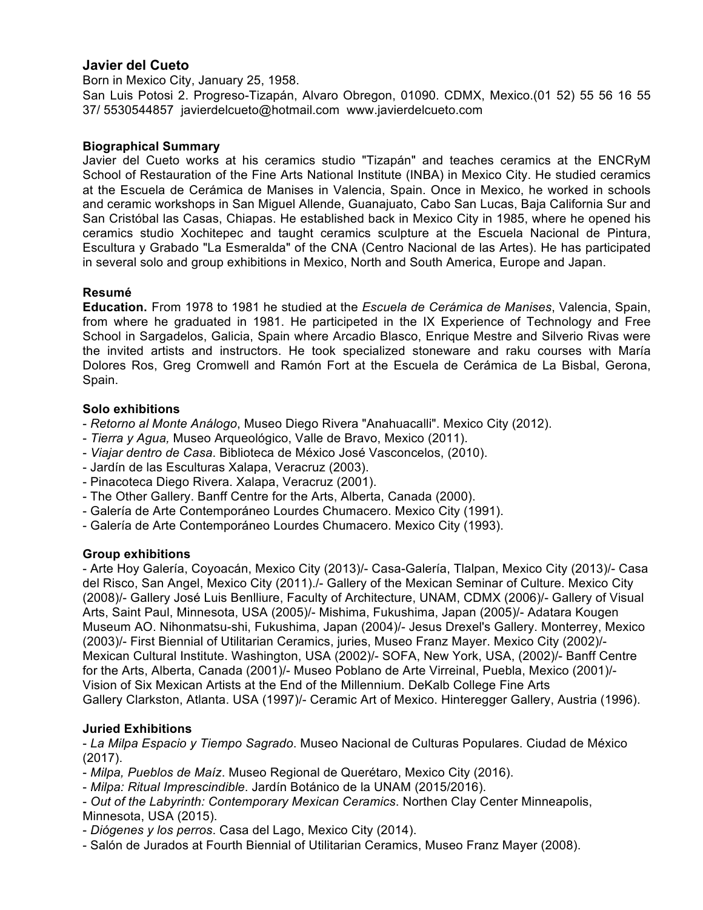## Javier del Cueto

Born in Mexico City, January 25, 1958.
San Luis Potosi 2. Progreso-Tizapán, Alvaro Obregon, 01090. CDMX, Mexico.(01 52) 55 56 16 55 37/ 5530544857 javierdelcueto@hotmail.com www.javierdelcueto.com

### Biographical Summary

Javier del Cueto works at his ceramics studio "Tizapán" and teaches ceramics at the ENCRyM School of Restauration of the Fine Arts National Institute (INBA) in Mexico City. He studied ceramics at the Escuela de Cerámica de Manises in Valencia, Spain. Once in Mexico, he worked in schools and ceramic workshops in San Miguel Allende, Guanajuato, Cabo San Lucas, Baja California Sur and San Cristóbal las Casas, Chiapas. He established back in Mexico City in 1985, where he opened his ceramics studio Xochitepec and taught ceramics sculpture at the Escuela Nacional de Pintura, Escultura y Grabado "La Esmeralda" of the CNA (Centro Nacional de las Artes). He has participated in several solo and group exhibitions in Mexico, North and South America, Europe and Japan.

### Resumé

**Education.** From 1978 to 1981 he studied at the *Escuela de Cerámica de Manises*, Valencia, Spain, from where he graduated in 1981. He participeted in the IX Experience of Technology and Free School in Sargadelos, Galicia, Spain where Arcadio Blasco, Enrique Mestre and Silverio Rivas were the invited artists and instructors. He took specialized stoneware and raku courses with María Dolores Ros, Greg Cromwell and Ramón Fort at the Escuela de Cerámica de La Bisbal, Gerona, Spain.

### Solo exhibitions

- *Retorno al Monte Análogo*, Museo Diego Rivera "Anahuacalli". Mexico City (2012).
- *Tierra y Agua,* Museo Arqueológico, Valle de Bravo, Mexico (2011).
- *Viajar dentro de Casa*. Biblioteca de México José Vasconcelos, (2010).
- Jardín de las Esculturas Xalapa, Veracruz (2003).
- Pinacoteca Diego Rivera. Xalapa, Veracruz (2001).
- The Other Gallery. Banff Centre for the Arts, Alberta, Canada (2000).
- Galería de Arte Contemporáneo Lourdes Chumacero. Mexico City (1991).
- Galería de Arte Contemporáneo Lourdes Chumacero. Mexico City (1993).

### Group exhibitions

- Arte Hoy Galería, Coyoacán, Mexico City (2013)/- Casa-Galería, Tlalpan, Mexico City (2013)/- Casa del Risco, San Angel, Mexico City (2011)./- Gallery of the Mexican Seminar of Culture. Mexico City (2008)/- Gallery José Luis Benlliure, Faculty of Architecture, UNAM, CDMX (2006)/- Gallery of Visual Arts, Saint Paul, Minnesota, USA (2005)/- Mishima, Fukushima, Japan (2005)/- Adatara Kougen Museum AO. Nihonmatsu-shi, Fukushima, Japan (2004)/- Jesus Drexel's Gallery. Monterrey, Mexico (2003)/- First Biennial of Utilitarian Ceramics, juries, Museo Franz Mayer. Mexico City (2002)/- Mexican Cultural Institute. Washington, USA (2002)/- SOFA, New York, USA, (2002)/- Banff Centre for the Arts, Alberta, Canada (2001)/- Museo Poblano de Arte Virreinal, Puebla, Mexico (2001)/- Vision of Six Mexican Artists at the End of the Millennium. DeKalb College Fine Arts Gallery Clarkston, Atlanta. USA (1997)/- Ceramic Art of Mexico. Hinteregger Gallery, Austria (1996).

### Juried Exhibitions

- *La Milpa Espacio y Tiempo Sagrado*. Museo Nacional de Culturas Populares. Ciudad de México (2017).
- *Milpa, Pueblos de Maíz*. Museo Regional de Querétaro, Mexico City (2016).
- *Milpa: Ritual Imprescindible*. Jardín Botánico de la UNAM (2015/2016).
- *Out of the Labyrinth: Contemporary Mexican Ceramics*. Northen Clay Center Minneapolis, Minnesota, USA (2015).
- *Diógenes y los perros*. Casa del Lago, Mexico City (2014).
- Salón de Jurados at Fourth Biennial of Utilitarian Ceramics, Museo Franz Mayer (2008).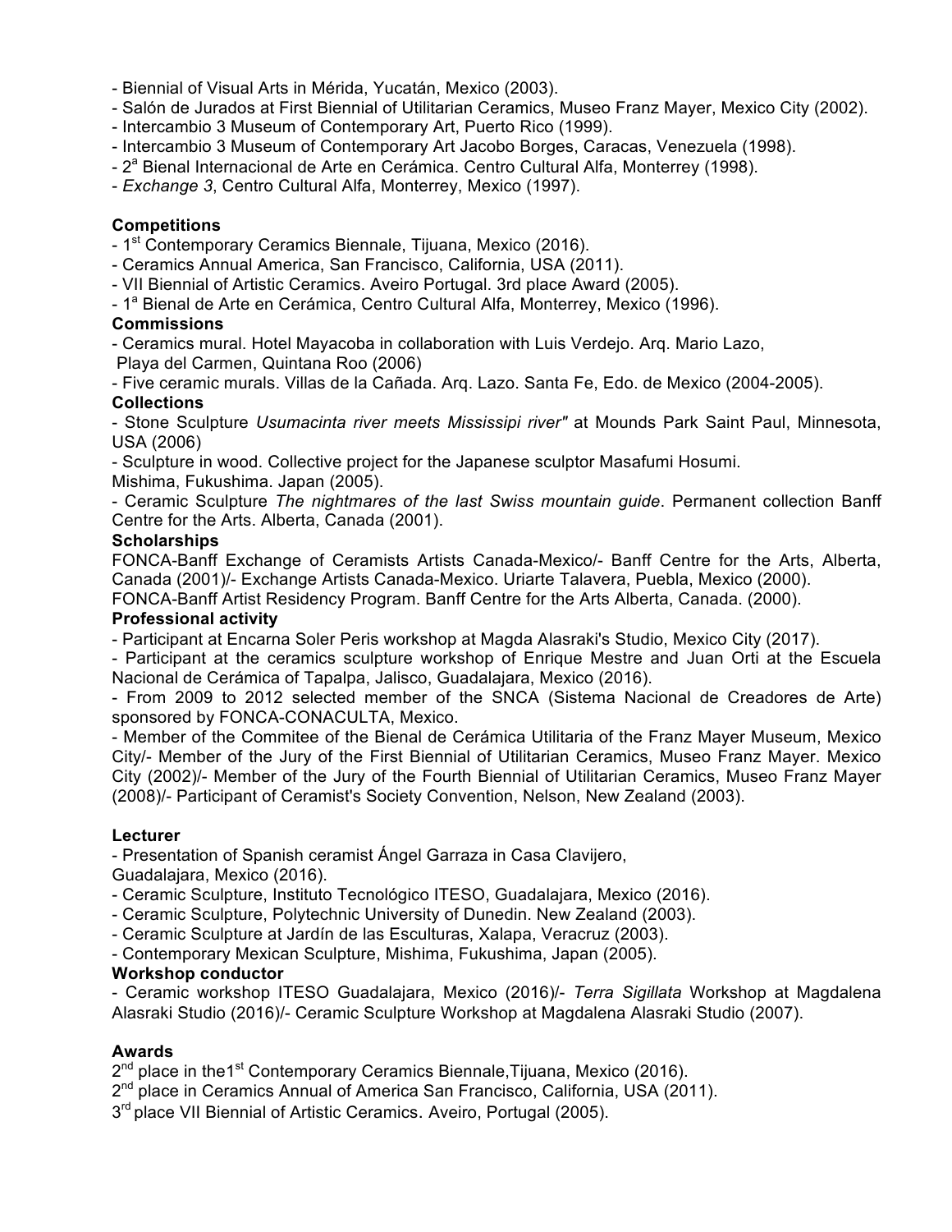- Biennial of Visual Arts in Mérida, Yucatán, Mexico (2003).
- Salón de Jurados at First Biennial of Utilitarian Ceramics, Museo Franz Mayer, Mexico City (2002).
- Intercambio 3 Museum of Contemporary Art, Puerto Rico (1999).
- Intercambio 3 Museum of Contemporary Art Jacobo Borges, Caracas, Venezuela (1998).
- 2ª Bienal Internacional de Arte en Cerámica. Centro Cultural Alfa, Monterrey (1998).
- *Exchange 3*, Centro Cultural Alfa, Monterrey, Mexico (1997).

**Competitions**

- 1st Contemporary Ceramics Biennale, Tijuana, Mexico (2016).
- Ceramics Annual America, San Francisco, California, USA (2011).
- VII Biennial of Artistic Ceramics. Aveiro Portugal. 3rd place Award (2005).
- 1ª Bienal de Arte en Cerámica, Centro Cultural Alfa, Monterrey, Mexico (1996).

**Commissions**

- Ceramics mural. Hotel Mayacoba in collaboration with Luis Verdejo. Arq. Mario Lazo, Playa del Carmen, Quintana Roo (2006)
- Five ceramic murals. Villas de la Cañada. Arq. Lazo. Santa Fe, Edo. de Mexico (2004-2005).

**Collections**

- Stone Sculpture *Usumacinta river meets Mississipi river"* at Mounds Park Saint Paul, Minnesota, USA (2006)
- Sculpture in wood. Collective project for the Japanese sculptor Masafumi Hosumi. Mishima, Fukushima. Japan (2005).
- Ceramic Sculpture *The nightmares of the last Swiss mountain guide*. Permanent collection Banff Centre for the Arts. Alberta, Canada (2001).

**Scholarships**

FONCA-Banff Exchange of Ceramists Artists Canada-Mexico/- Banff Centre for the Arts, Alberta, Canada (2001)/- Exchange Artists Canada-Mexico. Uriarte Talavera, Puebla, Mexico (2000).
FONCA-Banff Artist Residency Program. Banff Centre for the Arts Alberta, Canada. (2000).

**Professional activity**

- Participant at Encarna Soler Peris workshop at Magda Alasraki's Studio, Mexico City (2017).
- Participant at the ceramics sculpture workshop of Enrique Mestre and Juan Orti at the Escuela Nacional de Cerámica of Tapalpa, Jalisco, Guadalajara, Mexico (2016).
- From 2009 to 2012 selected member of the SNCA (Sistema Nacional de Creadores de Arte) sponsored by FONCA-CONACULTA, Mexico.
- Member of the Commitee of the Bienal de Cerámica Utilitaria of the Franz Mayer Museum, Mexico City/- Member of the Jury of the First Biennial of Utilitarian Ceramics, Museo Franz Mayer. Mexico City (2002)/- Member of the Jury of the Fourth Biennial of Utilitarian Ceramics, Museo Franz Mayer (2008)/- Participant of Ceramist's Society Convention, Nelson, New Zealand (2003).

**Lecturer**

- Presentation of Spanish ceramist Ángel Garraza in Casa Clavijero, Guadalajara, Mexico (2016).
- Ceramic Sculpture, Instituto Tecnológico ITESO, Guadalajara, Mexico (2016).
- Ceramic Sculpture, Polytechnic University of Dunedin. New Zealand (2003).
- Ceramic Sculpture at Jardín de las Esculturas, Xalapa, Veracruz (2003).
- Contemporary Mexican Sculpture, Mishima, Fukushima, Japan (2005).

**Workshop conductor**

- Ceramic workshop ITESO Guadalajara, Mexico (2016)/- *Terra Sigillata* Workshop at Magdalena Alasraki Studio (2016)/- Ceramic Sculpture Workshop at Magdalena Alasraki Studio (2007).

**Awards**

2nd place in the1st Contemporary Ceramics Biennale,Tijuana, Mexico (2016).
2nd place in Ceramics Annual of America San Francisco, California, USA (2011).
3rd place VII Biennial of Artistic Ceramics. Aveiro, Portugal (2005).